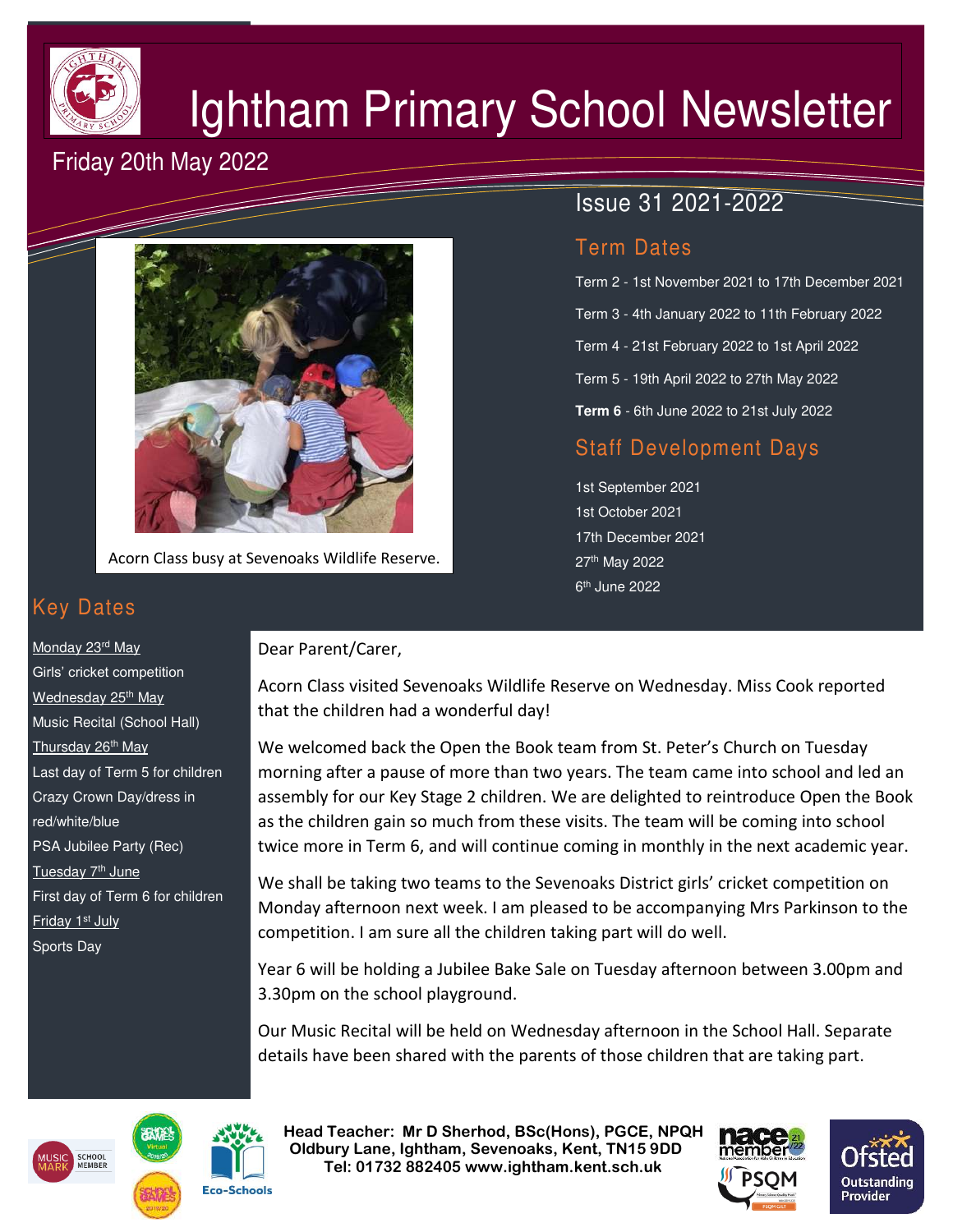# Ightham Primary School Newsletter

Friday 20th May 2022

Issue 31 2021-2022

Acorn Class busy at Sevenoaks Wildlife Reserve.

## Term Dates

Term 2 - 1st November 2021 to 17th December 2021

Term 3 - 4th January 2022 to 11th February 2022

Term 4 - 21st February 2022 to 1st April 2022

Term 5 - 19th April 2022 to 27th May 2022

**Term 6** - 6th June 2022 to 21st July 2022

## Staff Development Days

1st September 2021
1st October 2021
17th December 2021
27th May 2022
6th June 2022

## Key Dates

Monday 23rd May
Girls' cricket competition

Wednesday 25th May
Music Recital (School Hall)

Thursday 26th May
Last day of Term 5 for children
Crazy Crown Day/dress in red/white/blue
PSA Jubilee Party (Rec)

Tuesday 7th June
First day of Term 6 for children

Friday 1st July
Sports Day

Dear Parent/Carer,

Acorn Class visited Sevenoaks Wildlife Reserve on Wednesday. Miss Cook reported that the children had a wonderful day!

We welcomed back the Open the Book team from St. Peter's Church on Tuesday morning after a pause of more than two years. The team came into school and led an assembly for our Key Stage 2 children. We are delighted to reintroduce Open the Book as the children gain so much from these visits. The team will be coming into school twice more in Term 6, and will continue coming in monthly in the next academic year.

We shall be taking two teams to the Sevenoaks District girls' cricket competition on Monday afternoon next week. I am pleased to be accompanying Mrs Parkinson to the competition. I am sure all the children taking part will do well.

Year 6 will be holding a Jubilee Bake Sale on Tuesday afternoon between 3.00pm and 3.30pm on the school playground.

Our Music Recital will be held on Wednesday afternoon in the School Hall. Separate details have been shared with the parents of those children that are taking part.

**Head Teacher: Mr D Sherhod, BSc(Hons), PGCE, NPQH**
**Oldbury Lane, Ightham, Sevenoaks, Kent, TN15 9DD**
**Tel: 01732 882405 www.ightham.kent.sch.uk**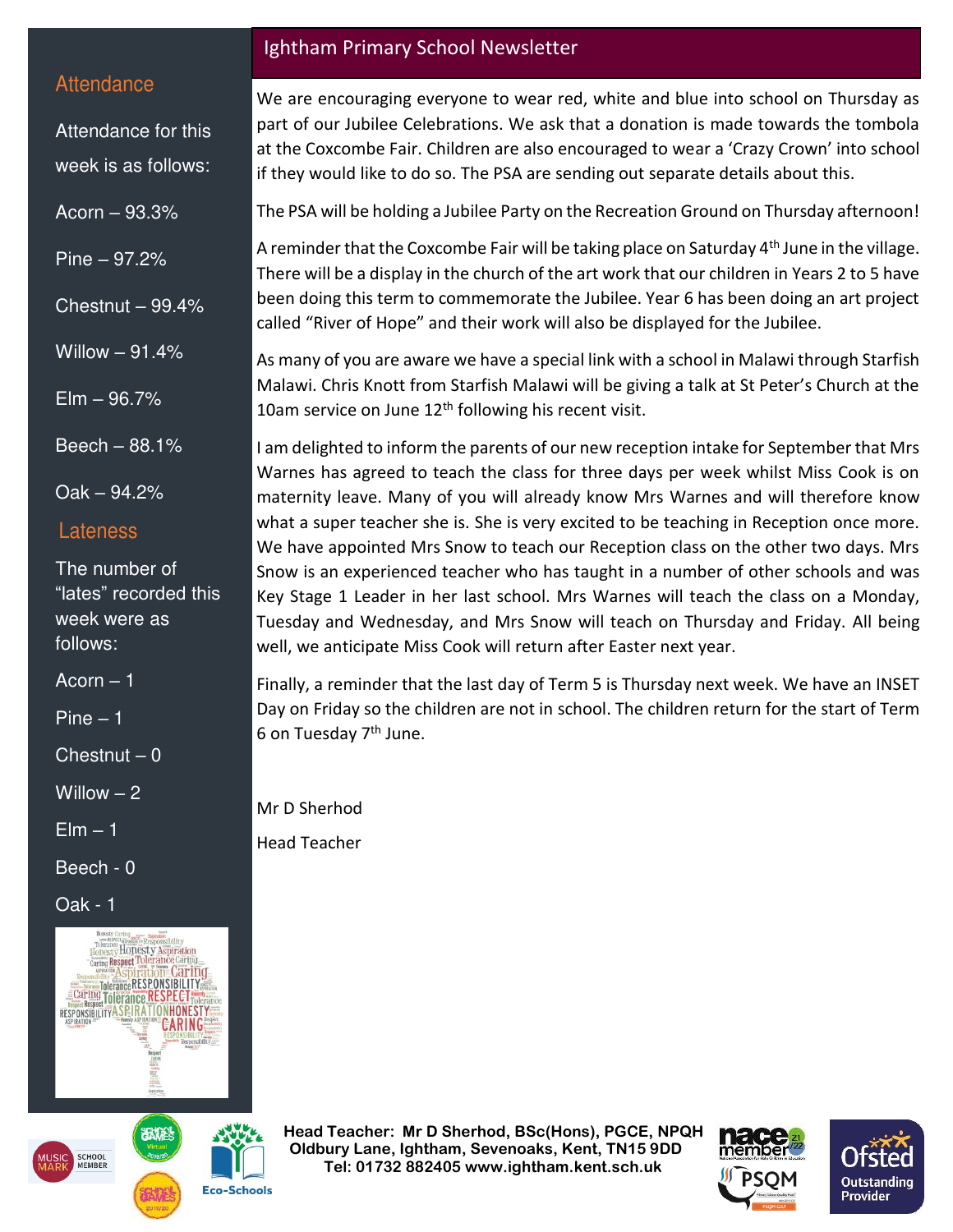# Ightham Primary School Newsletter

## Attendance

Attendance for this week is as follows:

Acorn – 93.3%

Pine – 97.2%

Chestnut – 99.4%

Willow – 91.4%

Elm – 96.7%

Beech – 88.1%

Oak – 94.2%

## Lateness

The number of "lates" recorded this week were as follows:

Acorn – 1

Pine – 1

Chestnut – 0

Willow – 2

Elm – 1

Beech - 0

Oak - 1

We are encouraging everyone to wear red, white and blue into school on Thursday as part of our Jubilee Celebrations. We ask that a donation is made towards the tombola at the Coxcombe Fair. Children are also encouraged to wear a 'Crazy Crown' into school if they would like to do so. The PSA are sending out separate details about this.

The PSA will be holding a Jubilee Party on the Recreation Ground on Thursday afternoon!

A reminder that the Coxcombe Fair will be taking place on Saturday 4th June in the village. There will be a display in the church of the art work that our children in Years 2 to 5 have been doing this term to commemorate the Jubilee. Year 6 has been doing an art project called "River of Hope" and their work will also be displayed for the Jubilee.

As many of you are aware we have a special link with a school in Malawi through Starfish Malawi. Chris Knott from Starfish Malawi will be giving a talk at St Peter's Church at the 10am service on June 12th following his recent visit.

I am delighted to inform the parents of our new reception intake for September that Mrs Warnes has agreed to teach the class for three days per week whilst Miss Cook is on maternity leave. Many of you will already know Mrs Warnes and will therefore know what a super teacher she is. She is very excited to be teaching in Reception once more. We have appointed Mrs Snow to teach our Reception class on the other two days. Mrs Snow is an experienced teacher who has taught in a number of other schools and was Key Stage 1 Leader in her last school. Mrs Warnes will teach the class on a Monday, Tuesday and Wednesday, and Mrs Snow will teach on Thursday and Friday. All being well, we anticipate Miss Cook will return after Easter next year.

Finally, a reminder that the last day of Term 5 is Thursday next week. We have an INSET Day on Friday so the children are not in school. The children return for the start of Term 6 on Tuesday 7th June.

Mr D Sherhod

Head Teacher

**Head Teacher: Mr D Sherhod, BSc(Hons), PGCE, NPQH**
**Oldbury Lane, Ightham, Sevenoaks, Kent, TN15 9DD**
**Tel: 01732 882405 www.ightham.kent.sch.uk**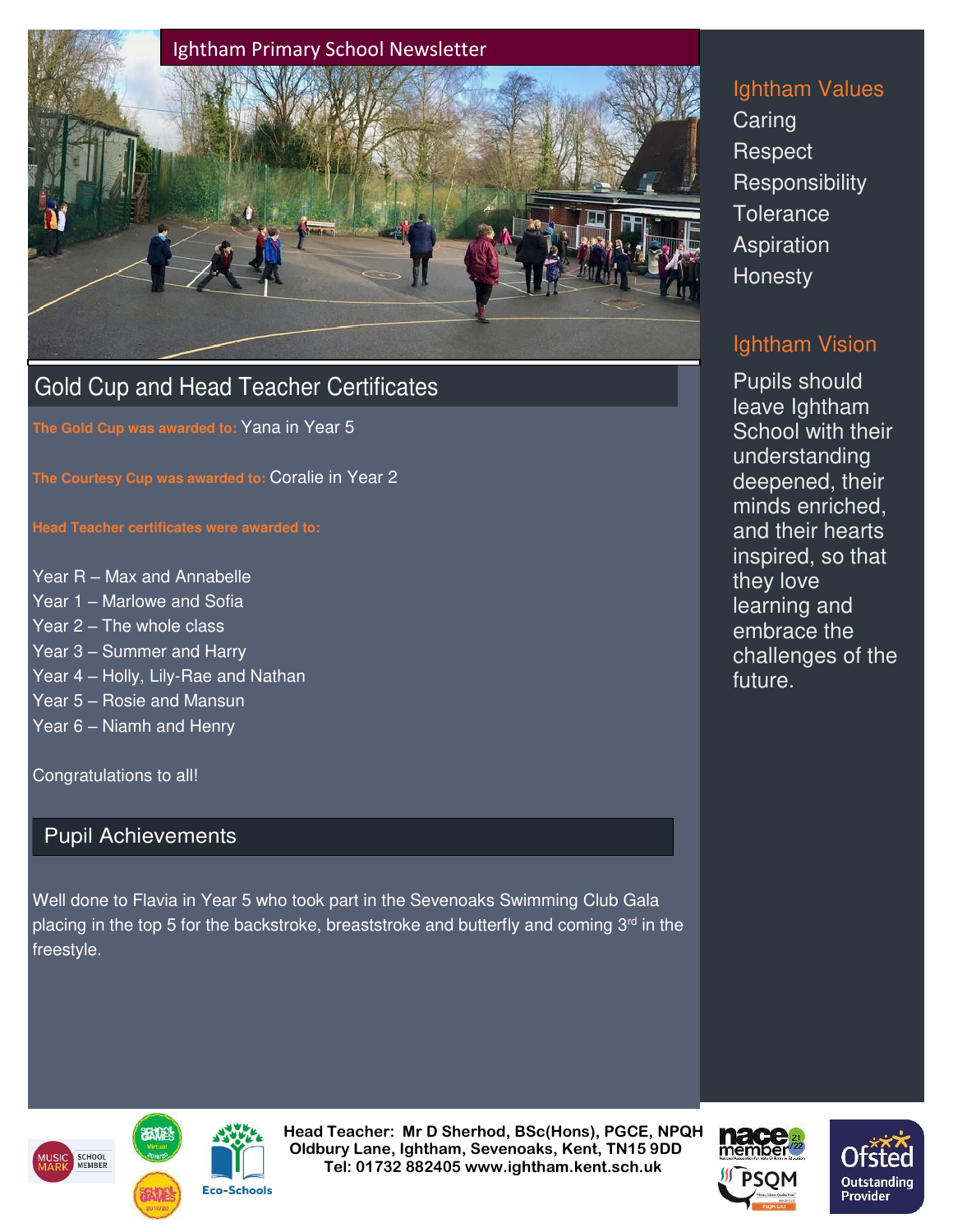Ightham Primary School Newsletter

## Gold Cup and Head Teacher Certificates

**The Gold Cup was awarded to:** Yana in Year 5

**The Courtesy Cup was awarded to:** Coralie in Year 2

**Head Teacher certificates were awarded to:**

Year R – Max and Annabelle
Year 1 – Marlowe and Sofia
Year 2 – The whole class
Year 3 – Summer and Harry
Year 4 – Holly, Lily-Rae and Nathan
Year 5 – Rosie and Mansun
Year 6 – Niamh and Henry

Congratulations to all!

## Pupil Achievements

Well done to Flavia in Year 5 who took part in the Sevenoaks Swimming Club Gala placing in the top 5 for the backstroke, breaststroke and butterfly and coming 3rd in the freestyle.

## Ightham Values

Caring
Respect
Responsibility
Tolerance
Aspiration
Honesty

## Ightham Vision

Pupils should leave Ightham School with their understanding deepened, their minds enriched, and their hearts inspired, so that they love learning and embrace the challenges of the future.

**Head Teacher: Mr D Sherhod, BSc(Hons), PGCE, NPQH**
**Oldbury Lane, Ightham, Sevenoaks, Kent, TN15 9DD**
**Tel: 01732 882405 www.ightham.kent.sch.uk**